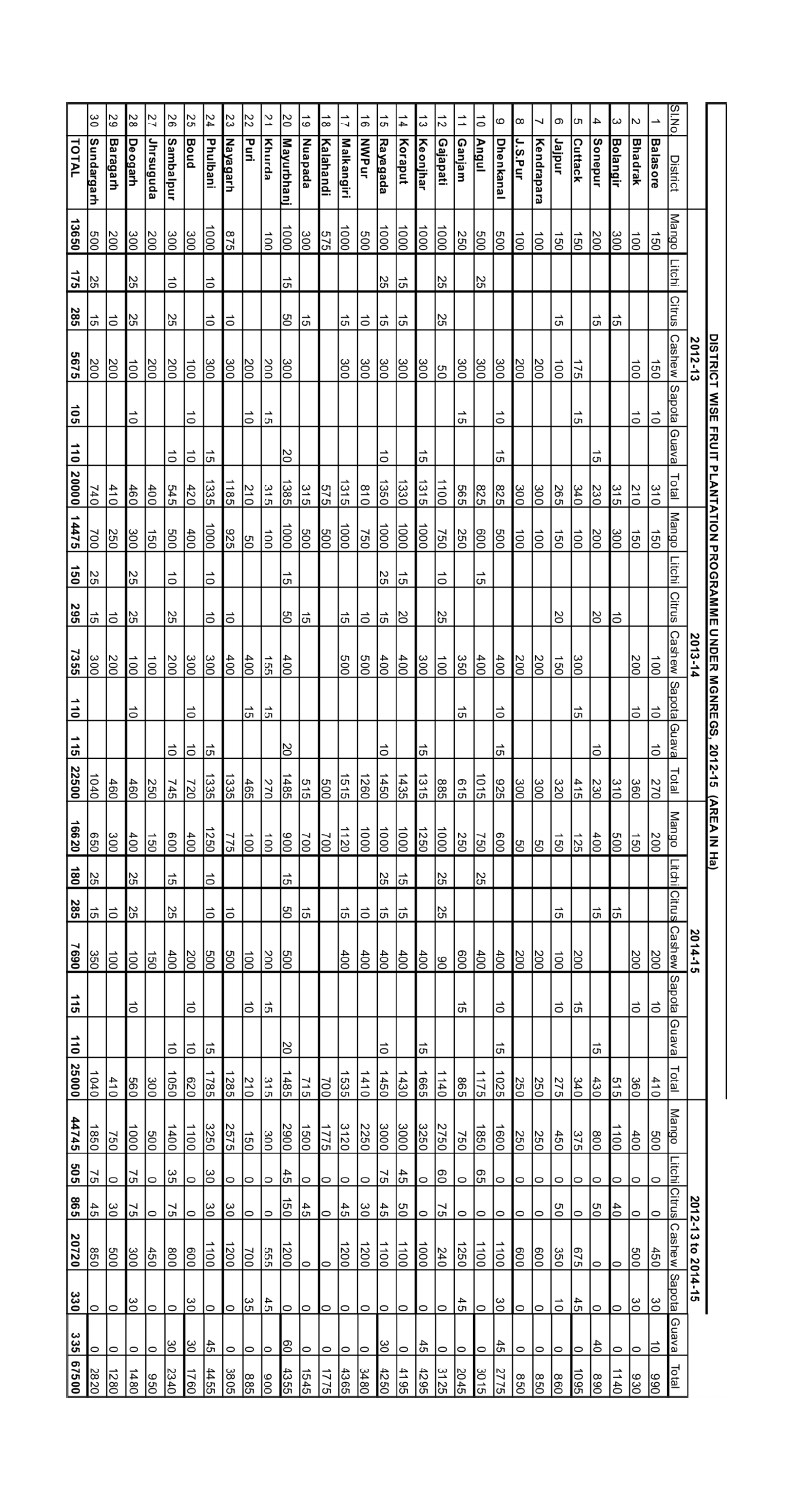# DISTRICT WISE FRUIT PLANTATION PROGRAMME UNDER MGNREGS, 2012-15 (AREA IN Ha)

| Sl.No. | District | 2012-13 | | | | | | | 2013-14 | | | | | | | 2014-15 | | | | | | | 2012-13 to 2014-15 | | | | | | |
|---|---|---|---|---|---|---|---|---|---|---|---|---|---|---|---|---|---|---|---|---|---|---|---|---|---|---|---|---|---|
| | | Mango | Litchi | Citrus | Cashew | Sapota | Guava | Total | Mango | Litchi | Citrus | Cashew | Sapota | Guava | Total | Mango | Litchi | Citrus | Cashew | Sapota | Guava | Total | Mango | Litchi | Citrus | Cashew | Sapota | Guava | Total |
| 1 | Balasore | 150 | | | 150 | 10 | | 310 | 150 | | | 100 | 10 | 10 | 270 | 200 | | | 200 | 10 | | 410 | 500 | 0 | 0 | 450 | 30 | 10 | 990 |
| 2 | Bhadrak | 100 | | | 100 | 10 | | 210 | 150 | | | 200 | 10 | | 360 | 150 | | | 200 | 10 | | 360 | 400 | 0 | 0 | 500 | 30 | 0 | 930 |
| 3 | Bolangir | 300 | | 15 | | | | 315 | 300 | | 10 | | | | 310 | 500 | | 15 | | | | 515 | 1100 | 0 | 40 | 0 | 0 | 0 | 1140 |
| 4 | Sonepur | 200 | | 15 | | | 15 | 230 | 200 | | 20 | | | 10 | 230 | 400 | | 15 | | | 15 | 430 | 800 | 0 | 50 | 0 | 0 | 40 | 890 |
| 5 | Cuttack | 150 | | | 175 | 15 | | 340 | 100 | | | 300 | 15 | | 415 | 125 | | | 200 | 15 | | 340 | 375 | 0 | 0 | 675 | 45 | 0 | 1095 |
| 6 | Jajpur | 150 | | 15 | 100 | | | 265 | 150 | | 20 | 150 | | | 320 | 150 | | 15 | 100 | 10 | | 275 | 450 | 0 | 50 | 350 | 10 | 0 | 860 |
| 7 | Kendrapara | 100 | | | 200 | | | 300 | 100 | | | 200 | | | 300 | 50 | | | 200 | | | 250 | 250 | 0 | 0 | 600 | 0 | 0 | 850 |
| 8 | J.S.Pur | 100 | | | 200 | | | 300 | 100 | | | 200 | | | 300 | 50 | | | 200 | | | 250 | 250 | 0 | 0 | 600 | 0 | 0 | 850 |
| 9 | Dhenkanal | 500 | | | 300 | 10 | 15 | 825 | 500 | | | 400 | 10 | 15 | 925 | 600 | | | 400 | 10 | 15 | 1025 | 1600 | 0 | 0 | 1100 | 30 | 45 | 2775 |
| 10 | Angul | 500 | 25 | | 300 | | | 825 | 600 | 15 | | 400 | | | 1015 | 750 | 25 | | 400 | | | 1175 | 1850 | 65 | 0 | 1100 | 0 | 0 | 3015 |
| 11 | Ganjam | 250 | | | 300 | 15 | | 565 | 250 | | | 350 | 15 | | 615 | 250 | | | 600 | 15 | | 865 | 750 | 0 | 0 | 1250 | 45 | 0 | 2045 |
| 12 | Gajapati | 1000 | 25 | 25 | 50 | | | 1100 | 750 | 10 | 25 | 100 | | | 885 | 1000 | 25 | 25 | 90 | | | 1140 | 2750 | 60 | 75 | 240 | 0 | 0 | 3125 |
| 13 | Keonjhar | 1000 | | | 300 | | 15 | 1315 | 1000 | | | 300 | | 15 | 1315 | 1250 | | | 400 | | 15 | 1665 | 3250 | 0 | 0 | 1000 | 0 | 45 | 4295 |
| 14 | Koraput | 1000 | 15 | 15 | 300 | | | 1330 | 1000 | 15 | 20 | 400 | | | 1435 | 1000 | 15 | 15 | 400 | | | 1430 | 3000 | 45 | 50 | 1100 | 0 | 0 | 4195 |
| 15 | Rayagada | 1000 | 25 | 15 | 300 | | 10 | 1350 | 1000 | 25 | 15 | 400 | | 10 | 1450 | 1000 | 25 | 15 | 400 | | 10 | 1450 | 3000 | 75 | 45 | 1100 | 0 | 30 | 4250 |
| 16 | NWPur | 500 | | 10 | 300 | | | 810 | 750 | | 10 | 500 | | | 1260 | 1000 | | 10 | 400 | | | 1410 | 2250 | 0 | 30 | 1200 | 0 | 0 | 3480 |
| 17 | Malkangiri | 1000 | | 15 | 300 | | | 1315 | 1000 | | 15 | 500 | | | 1515 | 1120 | | 15 | 400 | | | 1535 | 3120 | 0 | 45 | 1200 | 0 | 0 | 4365 |
| 18 | Kalahandi | 575 | | | | | | 575 | 500 | | | | | | 500 | 700 | | | | | | 700 | 1775 | 0 | 0 | 0 | 0 | 0 | 1775 |
| 19 | Nuapada | 300 | | 15 | | | | 315 | 500 | | 15 | | | | 515 | 700 | | 15 | | | | 715 | 1500 | 0 | 45 | 0 | 0 | 0 | 1545 |
| 20 | Mayurbhanj | 1000 | 15 | 50 | 300 | | 20 | 1385 | 1000 | 15 | 50 | 400 | | 20 | 1485 | 900 | 15 | 50 | 500 | | 20 | 1485 | 2900 | 45 | 150 | 1200 | 0 | 60 | 4355 |
| 21 | Khurda | 100 | | | 200 | 15 | | 315 | 100 | | | 155 | 15 | | 270 | 100 | | | 200 | 15 | | 315 | 300 | 0 | 0 | 555 | 45 | 0 | 900 |
| 22 | Puri | | | | 200 | 10 | | 210 | 50 | | | 400 | 15 | | 465 | 100 | | | 100 | 10 | | 210 | 150 | 0 | 0 | 700 | 35 | 0 | 885 |
| 23 | Nayagarh | 875 | | 10 | 300 | | | 1185 | 925 | | 10 | 400 | | | 1335 | 775 | | 10 | 500 | | | 1285 | 2575 | 0 | 30 | 1200 | 0 | 0 | 3805 |
| 24 | Phulbani | 1000 | 10 | 10 | 300 | | 15 | 1335 | 1000 | 10 | 10 | 300 | | 15 | 1335 | 1250 | 10 | 10 | 500 | | 15 | 1785 | 3250 | 30 | 30 | 1100 | 0 | 45 | 4455 |
| 25 | Boud | 300 | | | 100 | 10 | 10 | 420 | 400 | | | 300 | 10 | 10 | 720 | 400 | | | 200 | 10 | 10 | 620 | 1100 | 0 | 0 | 600 | 30 | 30 | 1760 |
| 26 | Sambalpur | 300 | 10 | 25 | 200 | | 10 | 545 | 500 | 10 | 25 | 200 | | 10 | 745 | 600 | 15 | 25 | 400 | | 10 | 1050 | 1400 | 35 | 75 | 800 | 0 | 30 | 2340 |
| 27 | Jhrsuguda | 200 | | | 200 | | | 400 | 150 | | | 100 | | | 250 | 150 | | | 150 | | | 300 | 500 | 0 | 0 | 450 | 0 | 0 | 950 |
| 28 | Deogarh | 300 | 25 | 25 | 100 | 10 | | 460 | 300 | 25 | 25 | 100 | 10 | | 460 | 400 | 25 | 25 | 100 | 10 | | 560 | 1000 | 75 | 75 | 300 | 30 | 0 | 1480 |
| 29 | Baragarh | 200 | | 10 | 200 | | | 410 | 250 | | 10 | 200 | | | 460 | 300 | | 10 | 100 | | | 410 | 750 | 0 | 30 | 500 | 0 | 0 | 1280 |
| 30 | Sundargarh | 500 | 25 | 15 | 200 | | | 740 | 700 | 25 | 15 | 300 | | | 1040 | 650 | 25 | 15 | 350 | | | 1040 | 1850 | 75 | 45 | 850 | 0 | 0 | 2820 |
| | TOTAL | 13650 | 175 | 285 | 5675 | 105 | 110 | 20000 | 14475 | 150 | 295 | 7355 | 110 | 115 | 22500 | 16620 | 180 | 285 | 7690 | 115 | 110 | 25000 | 44745 | 505 | 865 | 20720 | 330 | 335 | 67500 |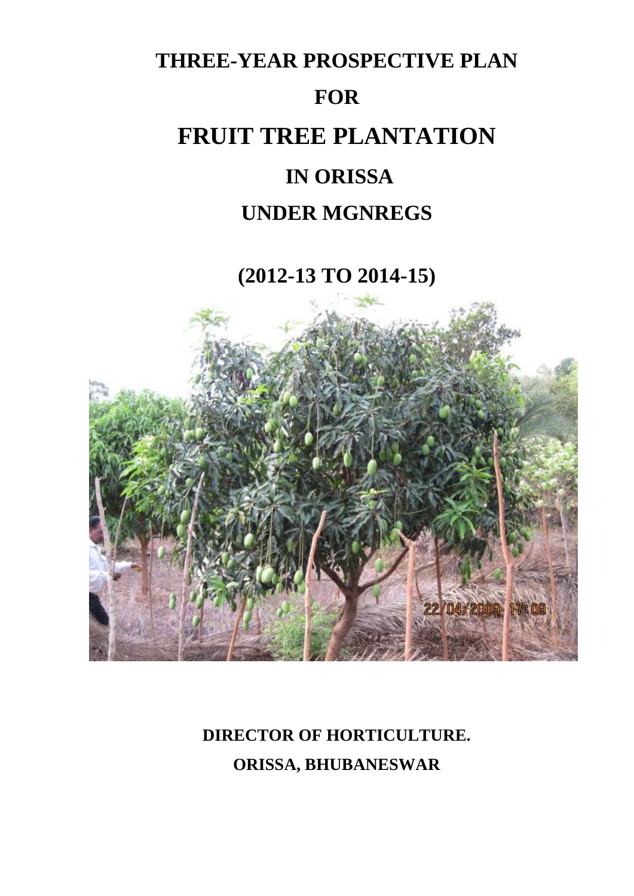# THREE-YEAR PROSPECTIVE PLAN

# FOR

# FRUIT TREE PLANTATION

# IN ORISSA

# UNDER MGNREGS

## (2012-13 TO 2014-15)

**DIRECTOR OF HORTICULTURE.**

**ORISSA, BHUBANESWAR**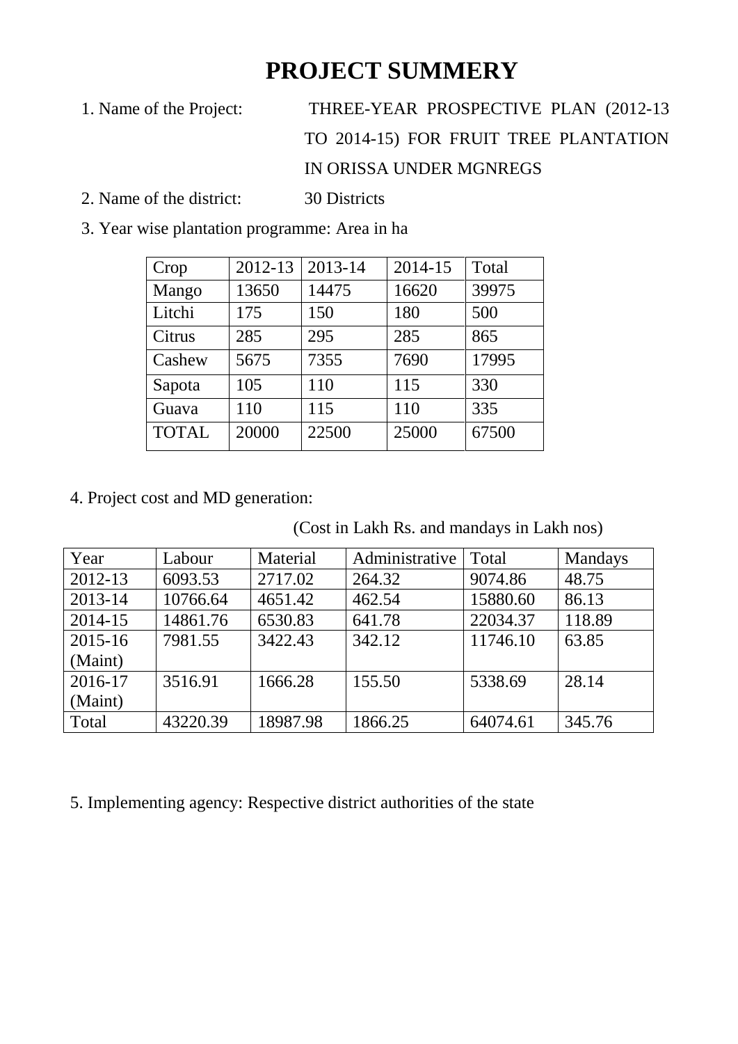# PROJECT SUMMERY

1. Name of the Project: THREE-YEAR PROSPECTIVE PLAN (2012-13 TO 2014-15) FOR FRUIT TREE PLANTATION IN ORISSA UNDER MGNREGS

2. Name of the district: 30 Districts

3. Year wise plantation programme: Area in ha

| Crop | 2012-13 | 2013-14 | 2014-15 | Total |
|---|---|---|---|---|
| Mango | 13650 | 14475 | 16620 | 39975 |
| Litchi | 175 | 150 | 180 | 500 |
| Citrus | 285 | 295 | 285 | 865 |
| Cashew | 5675 | 7355 | 7690 | 17995 |
| Sapota | 105 | 110 | 115 | 330 |
| Guava | 110 | 115 | 110 | 335 |
| TOTAL | 20000 | 22500 | 25000 | 67500 |

4. Project cost and MD generation:

(Cost in Lakh Rs. and mandays in Lakh nos)

| Year | Labour | Material | Administrative | Total | Mandays |
|---|---|---|---|---|---|
| 2012-13 | 6093.53 | 2717.02 | 264.32 | 9074.86 | 48.75 |
| 2013-14 | 10766.64 | 4651.42 | 462.54 | 15880.60 | 86.13 |
| 2014-15 | 14861.76 | 6530.83 | 641.78 | 22034.37 | 118.89 |
| 2015-16 (Maint) | 7981.55 | 3422.43 | 342.12 | 11746.10 | 63.85 |
| 2016-17 (Maint) | 3516.91 | 1666.28 | 155.50 | 5338.69 | 28.14 |
| Total | 43220.39 | 18987.98 | 1866.25 | 64074.61 | 345.76 |

5. Implementing agency: Respective district authorities of the state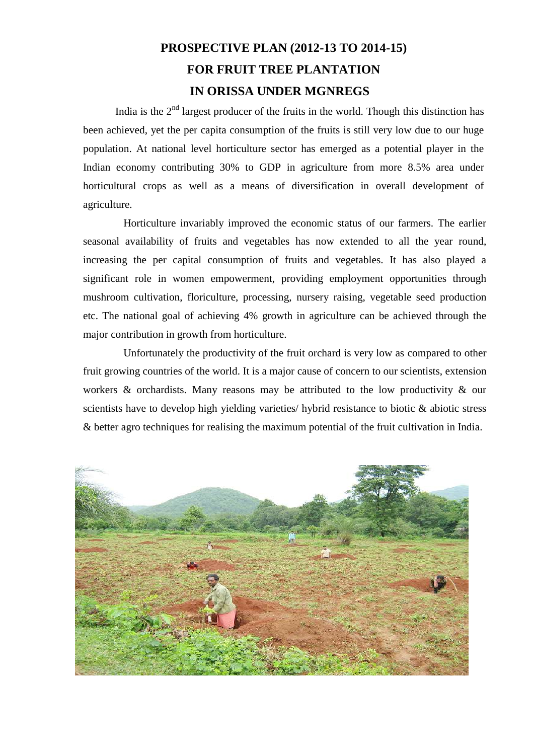# PROSPECTIVE PLAN (2012-13 TO 2014-15) FOR FRUIT TREE PLANTATION IN ORISSA UNDER MGNREGS

India is the 2nd largest producer of the fruits in the world. Though this distinction has been achieved, yet the per capita consumption of the fruits is still very low due to our huge population. At national level horticulture sector has emerged as a potential player in the Indian economy contributing 30% to GDP in agriculture from more 8.5% area under horticultural crops as well as a means of diversification in overall development of agriculture.

Horticulture invariably improved the economic status of our farmers. The earlier seasonal availability of fruits and vegetables has now extended to all the year round, increasing the per capital consumption of fruits and vegetables. It has also played a significant role in women empowerment, providing employment opportunities through mushroom cultivation, floriculture, processing, nursery raising, vegetable seed production etc. The national goal of achieving 4% growth in agriculture can be achieved through the major contribution in growth from horticulture.

Unfortunately the productivity of the fruit orchard is very low as compared to other fruit growing countries of the world. It is a major cause of concern to our scientists, extension workers & orchardists. Many reasons may be attributed to the low productivity & our scientists have to develop high yielding varieties/ hybrid resistance to biotic & abiotic stress & better agro techniques for realising the maximum potential of the fruit cultivation in India.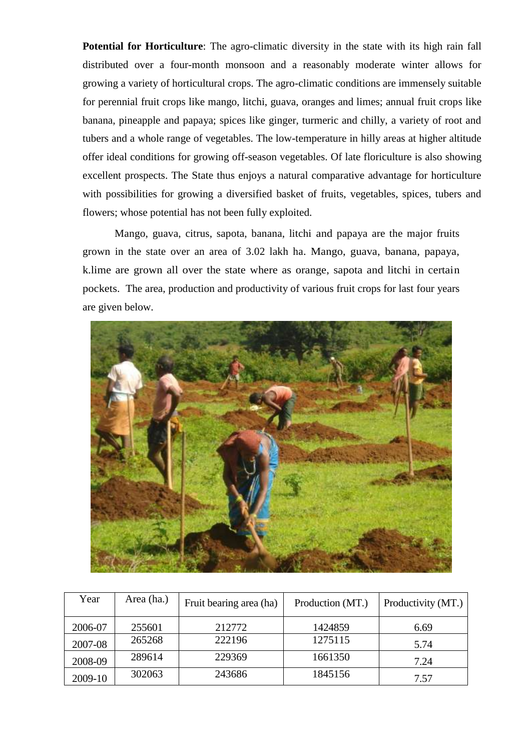**Potential for Horticulture**: The agro-climatic diversity in the state with its high rain fall distributed over a four-month monsoon and a reasonably moderate winter allows for growing a variety of horticultural crops. The agro-climatic conditions are immensely suitable for perennial fruit crops like mango, litchi, guava, oranges and limes; annual fruit crops like banana, pineapple and papaya; spices like ginger, turmeric and chilly, a variety of root and tubers and a whole range of vegetables. The low-temperature in hilly areas at higher altitude offer ideal conditions for growing off-season vegetables. Of late floriculture is also showing excellent prospects. The State thus enjoys a natural comparative advantage for horticulture with possibilities for growing a diversified basket of fruits, vegetables, spices, tubers and flowers; whose potential has not been fully exploited.

Mango, guava, citrus, sapota, banana, litchi and papaya are the major fruits grown in the state over an area of 3.02 lakh ha. Mango, guava, banana, papaya, k.lime are grown all over the state where as orange, sapota and litchi in certain pockets. The area, production and productivity of various fruit crops for last four years are given below.

| Year | Area (ha.) | Fruit bearing area (ha) | Production (MT.) | Productivity (MT.) |
|---|---|---|---|---|
| 2006-07 | 255601 | 212772 | 1424859 | 6.69 |
| 2007-08 | 265268 | 222196 | 1275115 | 5.74 |
| 2008-09 | 289614 | 229369 | 1661350 | 7.24 |
| 2009-10 | 302063 | 243686 | 1845156 | 7.57 |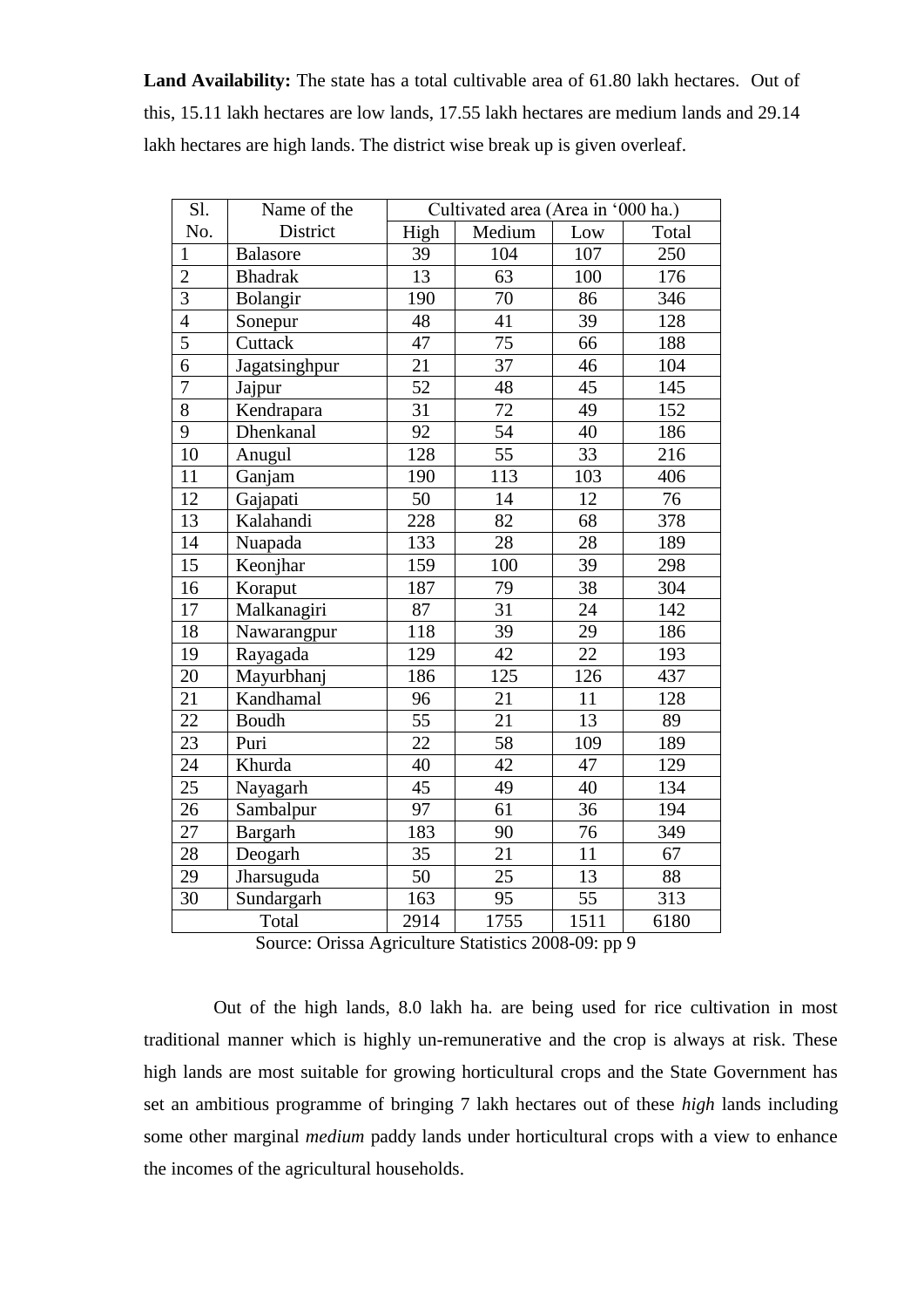**Land Availability:** The state has a total cultivable area of 61.80 lakh hectares. Out of this, 15.11 lakh hectares are low lands, 17.55 lakh hectares are medium lands and 29.14 lakh hectares are high lands. The district wise break up is given overleaf.

| Sl. No. | Name of the District | Cultivated area (Area in '000 ha.) | | | |
|---|---|---|---|---|---|
| | | High | Medium | Low | Total |
| 1 | Balasore | 39 | 104 | 107 | 250 |
| 2 | Bhadrak | 13 | 63 | 100 | 176 |
| 3 | Bolangir | 190 | 70 | 86 | 346 |
| 4 | Sonepur | 48 | 41 | 39 | 128 |
| 5 | Cuttack | 47 | 75 | 66 | 188 |
| 6 | Jagatsinghpur | 21 | 37 | 46 | 104 |
| 7 | Jajpur | 52 | 48 | 45 | 145 |
| 8 | Kendrapara | 31 | 72 | 49 | 152 |
| 9 | Dhenkanal | 92 | 54 | 40 | 186 |
| 10 | Anugul | 128 | 55 | 33 | 216 |
| 11 | Ganjam | 190 | 113 | 103 | 406 |
| 12 | Gajapati | 50 | 14 | 12 | 76 |
| 13 | Kalahandi | 228 | 82 | 68 | 378 |
| 14 | Nuapada | 133 | 28 | 28 | 189 |
| 15 | Keonjhar | 159 | 100 | 39 | 298 |
| 16 | Koraput | 187 | 79 | 38 | 304 |
| 17 | Malkanagiri | 87 | 31 | 24 | 142 |
| 18 | Nawarangpur | 118 | 39 | 29 | 186 |
| 19 | Rayagada | 129 | 42 | 22 | 193 |
| 20 | Mayurbhanj | 186 | 125 | 126 | 437 |
| 21 | Kandhamal | 96 | 21 | 11 | 128 |
| 22 | Boudh | 55 | 21 | 13 | 89 |
| 23 | Puri | 22 | 58 | 109 | 189 |
| 24 | Khurda | 40 | 42 | 47 | 129 |
| 25 | Nayagarh | 45 | 49 | 40 | 134 |
| 26 | Sambalpur | 97 | 61 | 36 | 194 |
| 27 | Bargarh | 183 | 90 | 76 | 349 |
| 28 | Deogarh | 35 | 21 | 11 | 67 |
| 29 | Jharsuguda | 50 | 25 | 13 | 88 |
| 30 | Sundargarh | 163 | 95 | 55 | 313 |
| Total | | 2914 | 1755 | 1511 | 6180 |

Source: Orissa Agriculture Statistics 2008-09: pp 9

Out of the high lands, 8.0 lakh ha. are being used for rice cultivation in most traditional manner which is highly un-remunerative and the crop is always at risk. These high lands are most suitable for growing horticultural crops and the State Government has set an ambitious programme of bringing 7 lakh hectares out of these *high* lands including some other marginal *medium* paddy lands under horticultural crops with a view to enhance the incomes of the agricultural households.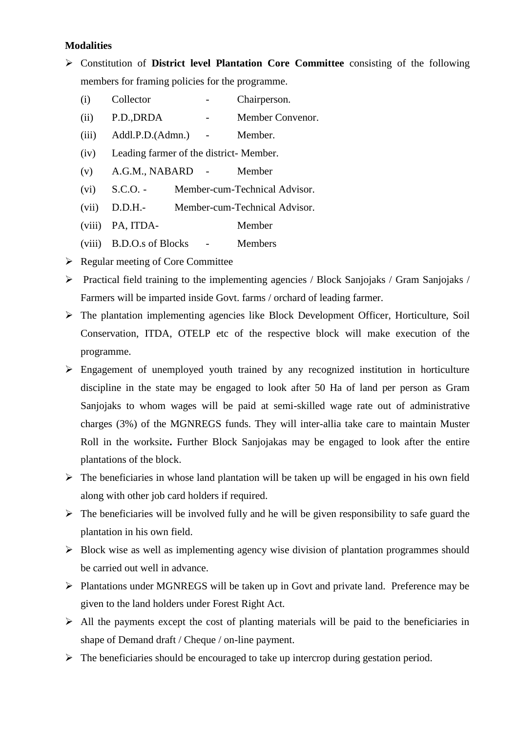**Modalities**

- Constitution of **District level Plantation Core Committee** consisting of the following members for framing policies for the programme.
  - (i) Collector - Chairperson.
  - (ii) P.D.,DRDA - Member Convenor.
  - (iii) Addl.P.D.(Admn.) - Member.
  - (iv) Leading farmer of the district- Member.
  - (v) A.G.M., NABARD - Member
  - (vi) S.C.O. - Member-cum-Technical Advisor.
  - (vii) D.D.H.- Member-cum-Technical Advisor.
  - (viii) PA, ITDA- Member
  - (viii) B.D.O.s of Blocks - Members
- Regular meeting of Core Committee
- Practical field training to the implementing agencies / Block Sanjojaks / Gram Sanjojaks / Farmers will be imparted inside Govt. farms / orchard of leading farmer.
- The plantation implementing agencies like Block Development Officer, Horticulture, Soil Conservation, ITDA, OTELP etc of the respective block will make execution of the programme.
- Engagement of unemployed youth trained by any recognized institution in horticulture discipline in the state may be engaged to look after 50 Ha of land per person as Gram Sanjojaks to whom wages will be paid at semi-skilled wage rate out of administrative charges (3%) of the MGNREGS funds. They will inter-allia take care to maintain Muster Roll in the worksite**.** Further Block Sanjojakas may be engaged to look after the entire plantations of the block.
- The beneficiaries in whose land plantation will be taken up will be engaged in his own field along with other job card holders if required.
- The beneficiaries will be involved fully and he will be given responsibility to safe guard the plantation in his own field.
- Block wise as well as implementing agency wise division of plantation programmes should be carried out well in advance.
- Plantations under MGNREGS will be taken up in Govt and private land. Preference may be given to the land holders under Forest Right Act.
- All the payments except the cost of planting materials will be paid to the beneficiaries in shape of Demand draft / Cheque / on-line payment.
- The beneficiaries should be encouraged to take up intercrop during gestation period.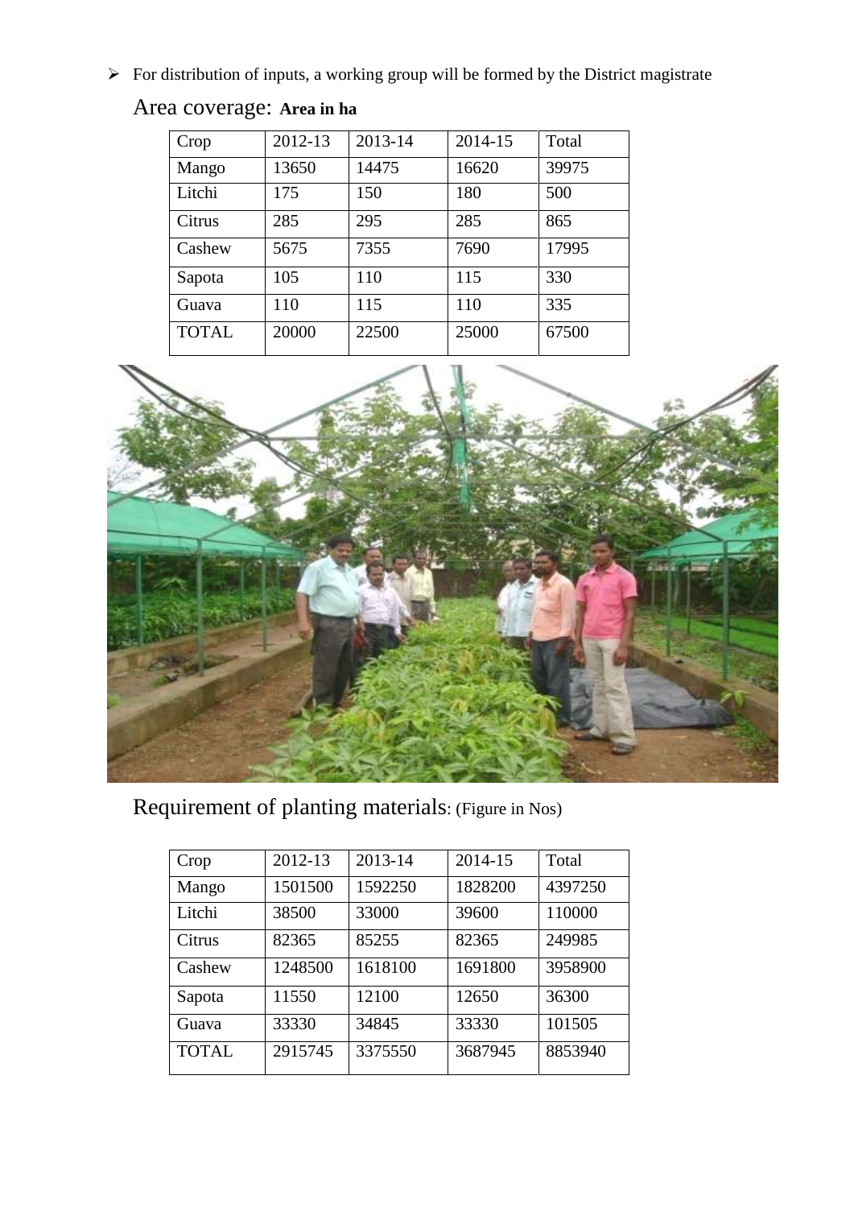- For distribution of inputs, a working group will be formed by the District magistrate

Area coverage: **Area in ha**

| Crop | 2012-13 | 2013-14 | 2014-15 | Total |
|---|---|---|---|---|
| Mango | 13650 | 14475 | 16620 | 39975 |
| Litchi | 175 | 150 | 180 | 500 |
| Citrus | 285 | 295 | 285 | 865 |
| Cashew | 5675 | 7355 | 7690 | 17995 |
| Sapota | 105 | 110 | 115 | 330 |
| Guava | 110 | 115 | 110 | 335 |
| TOTAL | 20000 | 22500 | 25000 | 67500 |

Requirement of planting materials: (Figure in Nos)

| Crop | 2012-13 | 2013-14 | 2014-15 | Total |
|---|---|---|---|---|
| Mango | 1501500 | 1592250 | 1828200 | 4397250 |
| Litchi | 38500 | 33000 | 39600 | 110000 |
| Citrus | 82365 | 85255 | 82365 | 249985 |
| Cashew | 1248500 | 1618100 | 1691800 | 3958900 |
| Sapota | 11550 | 12100 | 12650 | 36300 |
| Guava | 33330 | 34845 | 33330 | 101505 |
| TOTAL | 2915745 | 3375550 | 3687945 | 8853940 |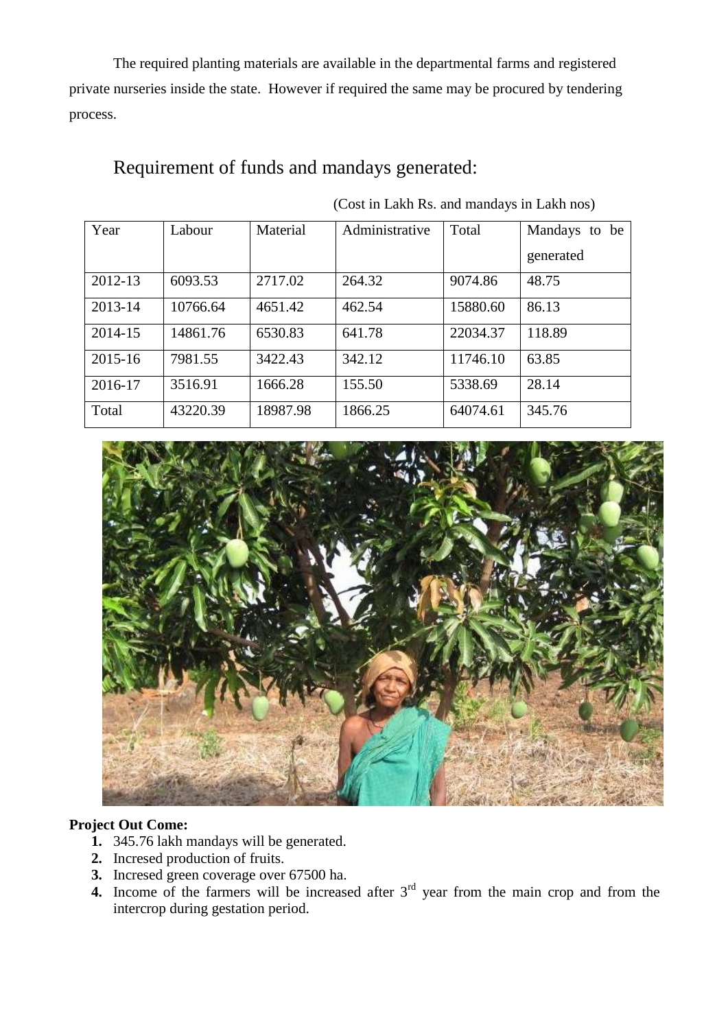The required planting materials are available in the departmental farms and registered private nurseries inside the state. However if required the same may be procured by tendering process.

## Requirement of funds and mandays generated:

(Cost in Lakh Rs. and mandays in Lakh nos)

| Year | Labour | Material | Administrative | Total | Mandays to be generated |
|---|---|---|---|---|---|
| 2012-13 | 6093.53 | 2717.02 | 264.32 | 9074.86 | 48.75 |
| 2013-14 | 10766.64 | 4651.42 | 462.54 | 15880.60 | 86.13 |
| 2014-15 | 14861.76 | 6530.83 | 641.78 | 22034.37 | 118.89 |
| 2015-16 | 7981.55 | 3422.43 | 342.12 | 11746.10 | 63.85 |
| 2016-17 | 3516.91 | 1666.28 | 155.50 | 5338.69 | 28.14 |
| Total | 43220.39 | 18987.98 | 1866.25 | 64074.61 | 345.76 |

**Project Out Come:**

1. 345.76 lakh mandays will be generated.
2. Incresed production of fruits.
3. Incresed green coverage over 67500 ha.
4. Income of the farmers will be increased after 3rd year from the main crop and from the intercrop during gestation period.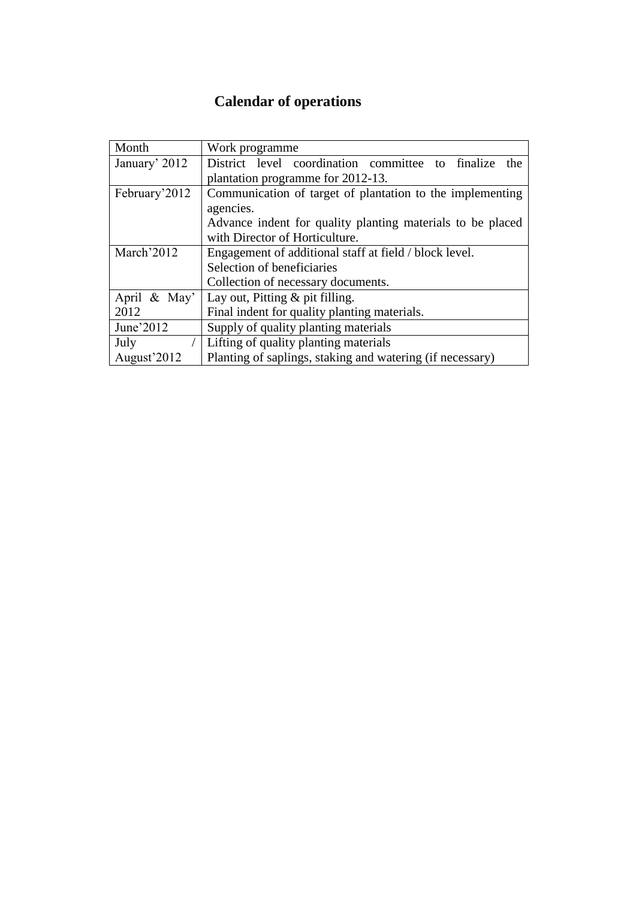# Calendar of operations

| Month | Work programme |
|---|---|
| January' 2012 | District level coordination committee to finalize the plantation programme for 2012-13. |
| February'2012 | Communication of target of plantation to the implementing agencies.<br>Advance indent for quality planting materials to be placed with Director of Horticulture. |
| March'2012 | Engagement of additional staff at field / block level.<br>Selection of beneficiaries<br>Collection of necessary documents. |
| April & May' 2012 | Lay out, Pitting & pit filling.<br>Final indent for quality planting materials. |
| June'2012 | Supply of quality planting materials |
| July / August'2012 | Lifting of quality planting materials<br>Planting of saplings, staking and watering (if necessary) |